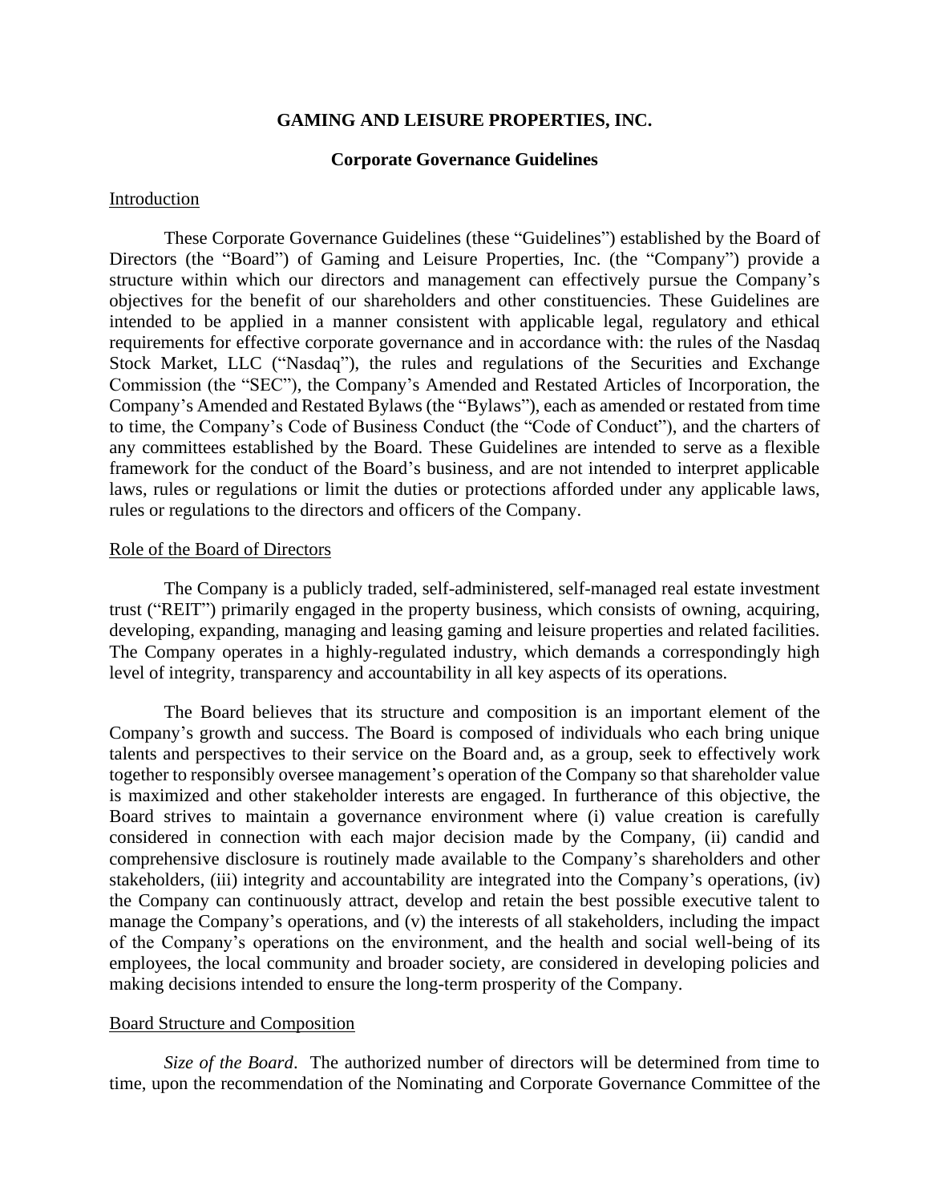# GAMING AND LEISURE PROPERTIES, INC.

## Corporate Governance Guidelines

### Introduction

These Corporate Governance Guidelines (these "Guidelines") established by the Board of Directors (the "Board") of Gaming and Leisure Properties, Inc. (the "Company") provide a structure within which our directors and management can effectively pursue the Company's objectives for the benefit of our shareholders and other constituencies. These Guidelines are intended to be applied in a manner consistent with applicable legal, regulatory and ethical requirements for effective corporate governance and in accordance with: the rules of the Nasdaq Stock Market, LLC ("Nasdaq"), the rules and regulations of the Securities and Exchange Commission (the "SEC"), the Company's Amended and Restated Articles of Incorporation, the Company's Amended and Restated Bylaws (the "Bylaws"), each as amended or restated from time to time, the Company's Code of Business Conduct (the "Code of Conduct"), and the charters of any committees established by the Board. These Guidelines are intended to serve as a flexible framework for the conduct of the Board's business, and are not intended to interpret applicable laws, rules or regulations or limit the duties or protections afforded under any applicable laws, rules or regulations to the directors and officers of the Company.

### Role of the Board of Directors

The Company is a publicly traded, self-administered, self-managed real estate investment trust ("REIT") primarily engaged in the property business, which consists of owning, acquiring, developing, expanding, managing and leasing gaming and leisure properties and related facilities. The Company operates in a highly-regulated industry, which demands a correspondingly high level of integrity, transparency and accountability in all key aspects of its operations.

The Board believes that its structure and composition is an important element of the Company's growth and success. The Board is composed of individuals who each bring unique talents and perspectives to their service on the Board and, as a group, seek to effectively work together to responsibly oversee management's operation of the Company so that shareholder value is maximized and other stakeholder interests are engaged. In furtherance of this objective, the Board strives to maintain a governance environment where (i) value creation is carefully considered in connection with each major decision made by the Company, (ii) candid and comprehensive disclosure is routinely made available to the Company's shareholders and other stakeholders, (iii) integrity and accountability are integrated into the Company's operations, (iv) the Company can continuously attract, develop and retain the best possible executive talent to manage the Company's operations, and (v) the interests of all stakeholders, including the impact of the Company's operations on the environment, and the health and social well-being of its employees, the local community and broader society, are considered in developing policies and making decisions intended to ensure the long-term prosperity of the Company.

### Board Structure and Composition

*Size of the Board*. The authorized number of directors will be determined from time to time, upon the recommendation of the Nominating and Corporate Governance Committee of the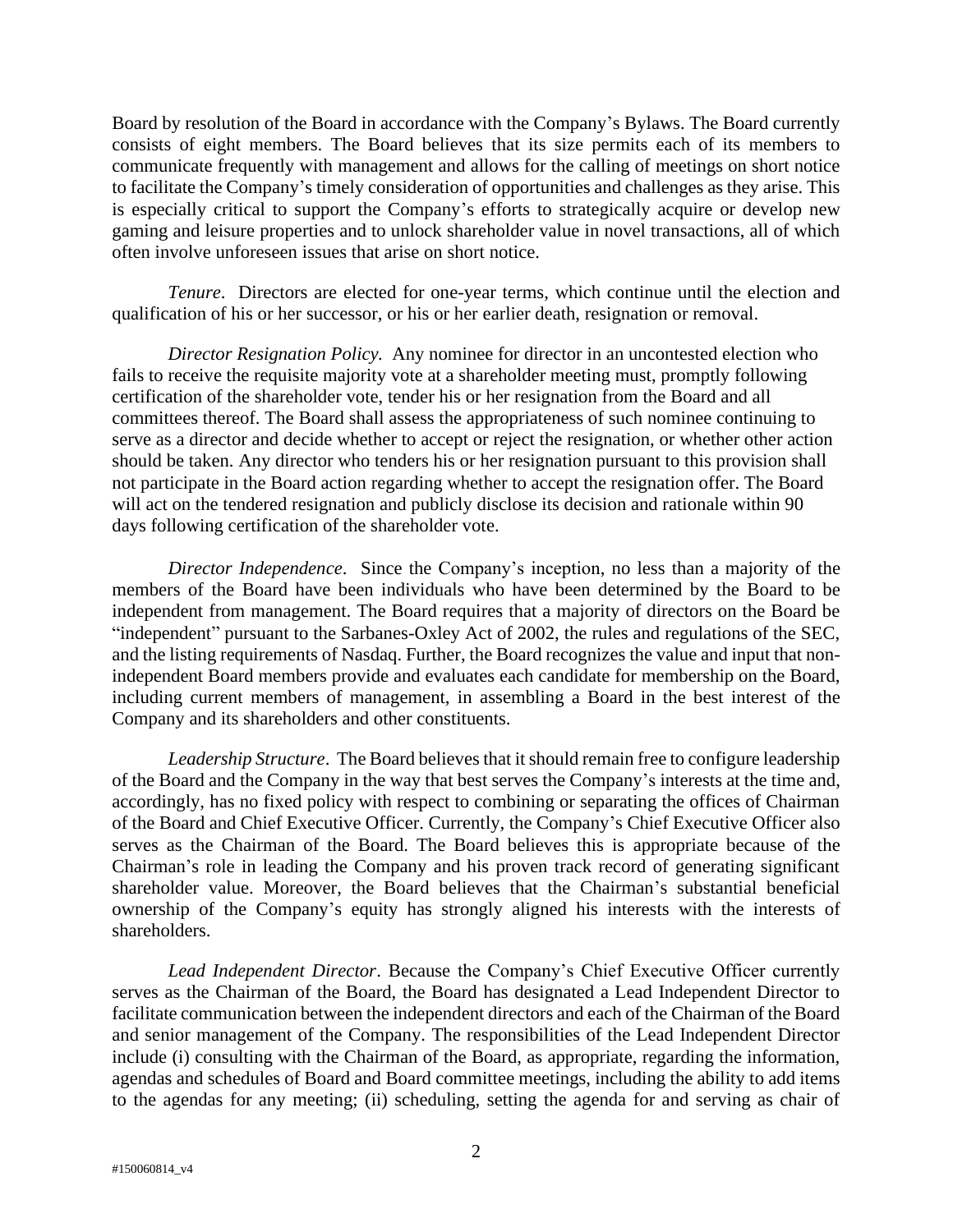Board by resolution of the Board in accordance with the Company's Bylaws. The Board currently consists of eight members. The Board believes that its size permits each of its members to communicate frequently with management and allows for the calling of meetings on short notice to facilitate the Company's timely consideration of opportunities and challenges as they arise. This is especially critical to support the Company's efforts to strategically acquire or develop new gaming and leisure properties and to unlock shareholder value in novel transactions, all of which often involve unforeseen issues that arise on short notice.

*Tenure*. Directors are elected for one-year terms, which continue until the election and qualification of his or her successor, or his or her earlier death, resignation or removal.

*Director Resignation Policy.* Any nominee for director in an uncontested election who fails to receive the requisite majority vote at a shareholder meeting must, promptly following certification of the shareholder vote, tender his or her resignation from the Board and all committees thereof. The Board shall assess the appropriateness of such nominee continuing to serve as a director and decide whether to accept or reject the resignation, or whether other action should be taken. Any director who tenders his or her resignation pursuant to this provision shall not participate in the Board action regarding whether to accept the resignation offer. The Board will act on the tendered resignation and publicly disclose its decision and rationale within 90 days following certification of the shareholder vote.

*Director Independence*. Since the Company's inception, no less than a majority of the members of the Board have been individuals who have been determined by the Board to be independent from management. The Board requires that a majority of directors on the Board be "independent" pursuant to the Sarbanes-Oxley Act of 2002, the rules and regulations of the SEC, and the listing requirements of Nasdaq. Further, the Board recognizes the value and input that non-independent Board members provide and evaluates each candidate for membership on the Board, including current members of management, in assembling a Board in the best interest of the Company and its shareholders and other constituents.

*Leadership Structure*. The Board believes that it should remain free to configure leadership of the Board and the Company in the way that best serves the Company's interests at the time and, accordingly, has no fixed policy with respect to combining or separating the offices of Chairman of the Board and Chief Executive Officer. Currently, the Company's Chief Executive Officer also serves as the Chairman of the Board. The Board believes this is appropriate because of the Chairman's role in leading the Company and his proven track record of generating significant shareholder value. Moreover, the Board believes that the Chairman's substantial beneficial ownership of the Company's equity has strongly aligned his interests with the interests of shareholders.

*Lead Independent Director*. Because the Company's Chief Executive Officer currently serves as the Chairman of the Board, the Board has designated a Lead Independent Director to facilitate communication between the independent directors and each of the Chairman of the Board and senior management of the Company. The responsibilities of the Lead Independent Director include (i) consulting with the Chairman of the Board, as appropriate, regarding the information, agendas and schedules of Board and Board committee meetings, including the ability to add items to the agendas for any meeting; (ii) scheduling, setting the agenda for and serving as chair of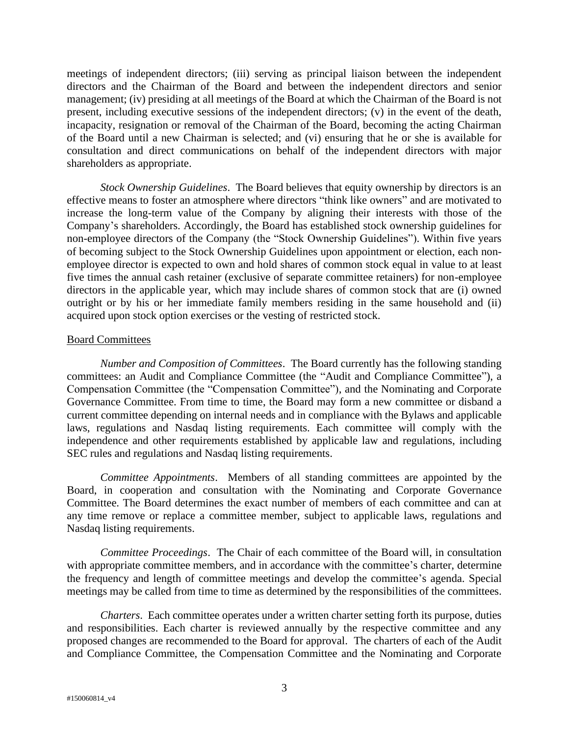meetings of independent directors; (iii) serving as principal liaison between the independent directors and the Chairman of the Board and between the independent directors and senior management; (iv) presiding at all meetings of the Board at which the Chairman of the Board is not present, including executive sessions of the independent directors; (v) in the event of the death, incapacity, resignation or removal of the Chairman of the Board, becoming the acting Chairman of the Board until a new Chairman is selected; and (vi) ensuring that he or she is available for consultation and direct communications on behalf of the independent directors with major shareholders as appropriate.

*Stock Ownership Guidelines*. The Board believes that equity ownership by directors is an effective means to foster an atmosphere where directors "think like owners" and are motivated to increase the long-term value of the Company by aligning their interests with those of the Company's shareholders. Accordingly, the Board has established stock ownership guidelines for non-employee directors of the Company (the "Stock Ownership Guidelines"). Within five years of becoming subject to the Stock Ownership Guidelines upon appointment or election, each non-employee director is expected to own and hold shares of common stock equal in value to at least five times the annual cash retainer (exclusive of separate committee retainers) for non-employee directors in the applicable year, which may include shares of common stock that are (i) owned outright or by his or her immediate family members residing in the same household and (ii) acquired upon stock option exercises or the vesting of restricted stock.

<u>Board Committees</u>

*Number and Composition of Committees*. The Board currently has the following standing committees: an Audit and Compliance Committee (the "Audit and Compliance Committee"), a Compensation Committee (the "Compensation Committee"), and the Nominating and Corporate Governance Committee. From time to time, the Board may form a new committee or disband a current committee depending on internal needs and in compliance with the Bylaws and applicable laws, regulations and Nasdaq listing requirements. Each committee will comply with the independence and other requirements established by applicable law and regulations, including SEC rules and regulations and Nasdaq listing requirements.

*Committee Appointments*. Members of all standing committees are appointed by the Board, in cooperation and consultation with the Nominating and Corporate Governance Committee. The Board determines the exact number of members of each committee and can at any time remove or replace a committee member, subject to applicable laws, regulations and Nasdaq listing requirements.

*Committee Proceedings*. The Chair of each committee of the Board will, in consultation with appropriate committee members, and in accordance with the committee's charter, determine the frequency and length of committee meetings and develop the committee's agenda. Special meetings may be called from time to time as determined by the responsibilities of the committees.

*Charters*. Each committee operates under a written charter setting forth its purpose, duties and responsibilities. Each charter is reviewed annually by the respective committee and any proposed changes are recommended to the Board for approval. The charters of each of the Audit and Compliance Committee, the Compensation Committee and the Nominating and Corporate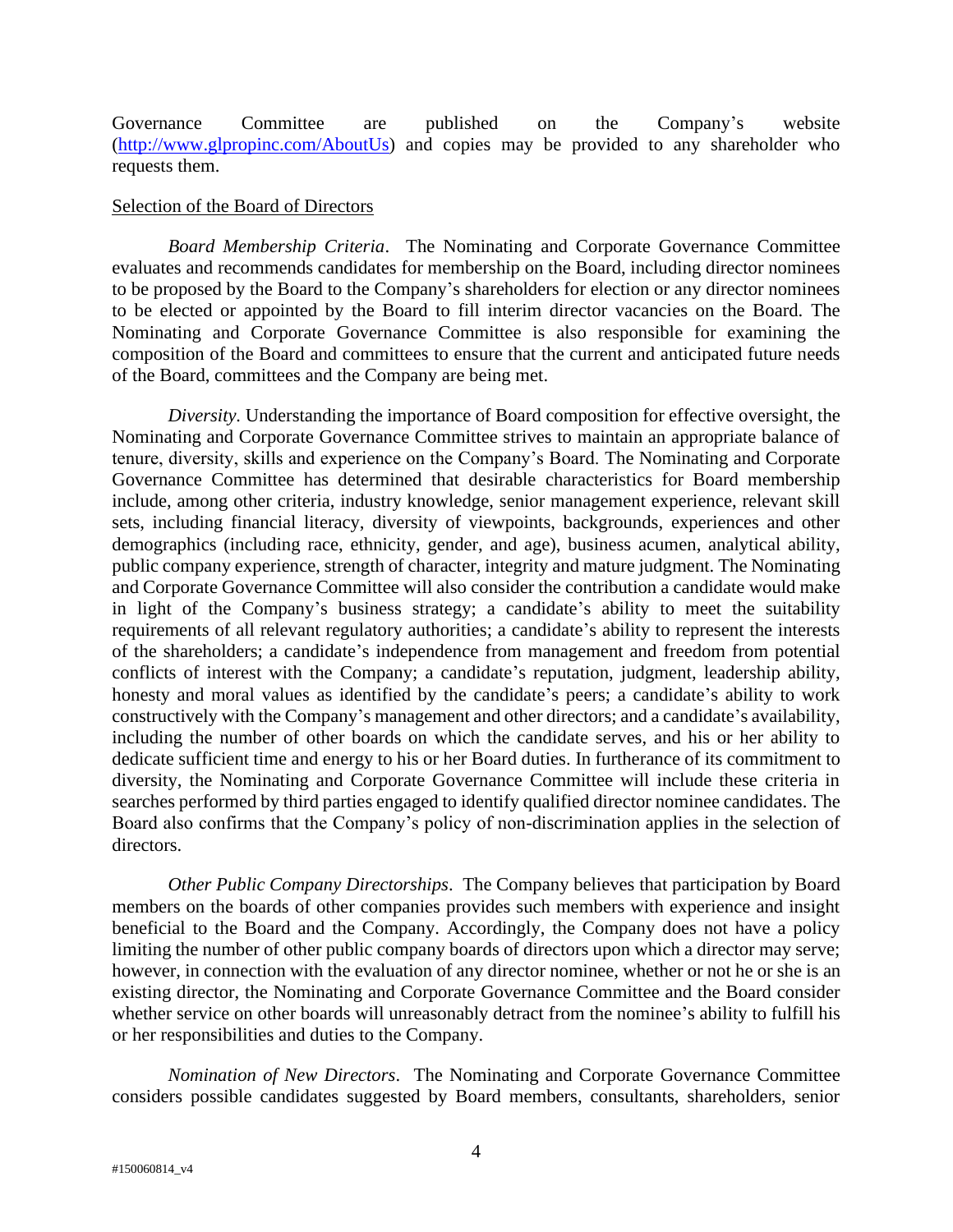Governance Committee are published on the Company's website (http://www.glpropinc.com/AboutUs) and copies may be provided to any shareholder who requests them.

Selection of the Board of Directors

*Board Membership Criteria*. The Nominating and Corporate Governance Committee evaluates and recommends candidates for membership on the Board, including director nominees to be proposed by the Board to the Company's shareholders for election or any director nominees to be elected or appointed by the Board to fill interim director vacancies on the Board. The Nominating and Corporate Governance Committee is also responsible for examining the composition of the Board and committees to ensure that the current and anticipated future needs of the Board, committees and the Company are being met.

*Diversity*. Understanding the importance of Board composition for effective oversight, the Nominating and Corporate Governance Committee strives to maintain an appropriate balance of tenure, diversity, skills and experience on the Company's Board. The Nominating and Corporate Governance Committee has determined that desirable characteristics for Board membership include, among other criteria, industry knowledge, senior management experience, relevant skill sets, including financial literacy, diversity of viewpoints, backgrounds, experiences and other demographics (including race, ethnicity, gender, and age), business acumen, analytical ability, public company experience, strength of character, integrity and mature judgment. The Nominating and Corporate Governance Committee will also consider the contribution a candidate would make in light of the Company's business strategy; a candidate's ability to meet the suitability requirements of all relevant regulatory authorities; a candidate's ability to represent the interests of the shareholders; a candidate's independence from management and freedom from potential conflicts of interest with the Company; a candidate's reputation, judgment, leadership ability, honesty and moral values as identified by the candidate's peers; a candidate's ability to work constructively with the Company's management and other directors; and a candidate's availability, including the number of other boards on which the candidate serves, and his or her ability to dedicate sufficient time and energy to his or her Board duties. In furtherance of its commitment to diversity, the Nominating and Corporate Governance Committee will include these criteria in searches performed by third parties engaged to identify qualified director nominee candidates. The Board also confirms that the Company's policy of non-discrimination applies in the selection of directors.

*Other Public Company Directorships*. The Company believes that participation by Board members on the boards of other companies provides such members with experience and insight beneficial to the Board and the Company. Accordingly, the Company does not have a policy limiting the number of other public company boards of directors upon which a director may serve; however, in connection with the evaluation of any director nominee, whether or not he or she is an existing director, the Nominating and Corporate Governance Committee and the Board consider whether service on other boards will unreasonably detract from the nominee's ability to fulfill his or her responsibilities and duties to the Company.

*Nomination of New Directors*. The Nominating and Corporate Governance Committee considers possible candidates suggested by Board members, consultants, shareholders, senior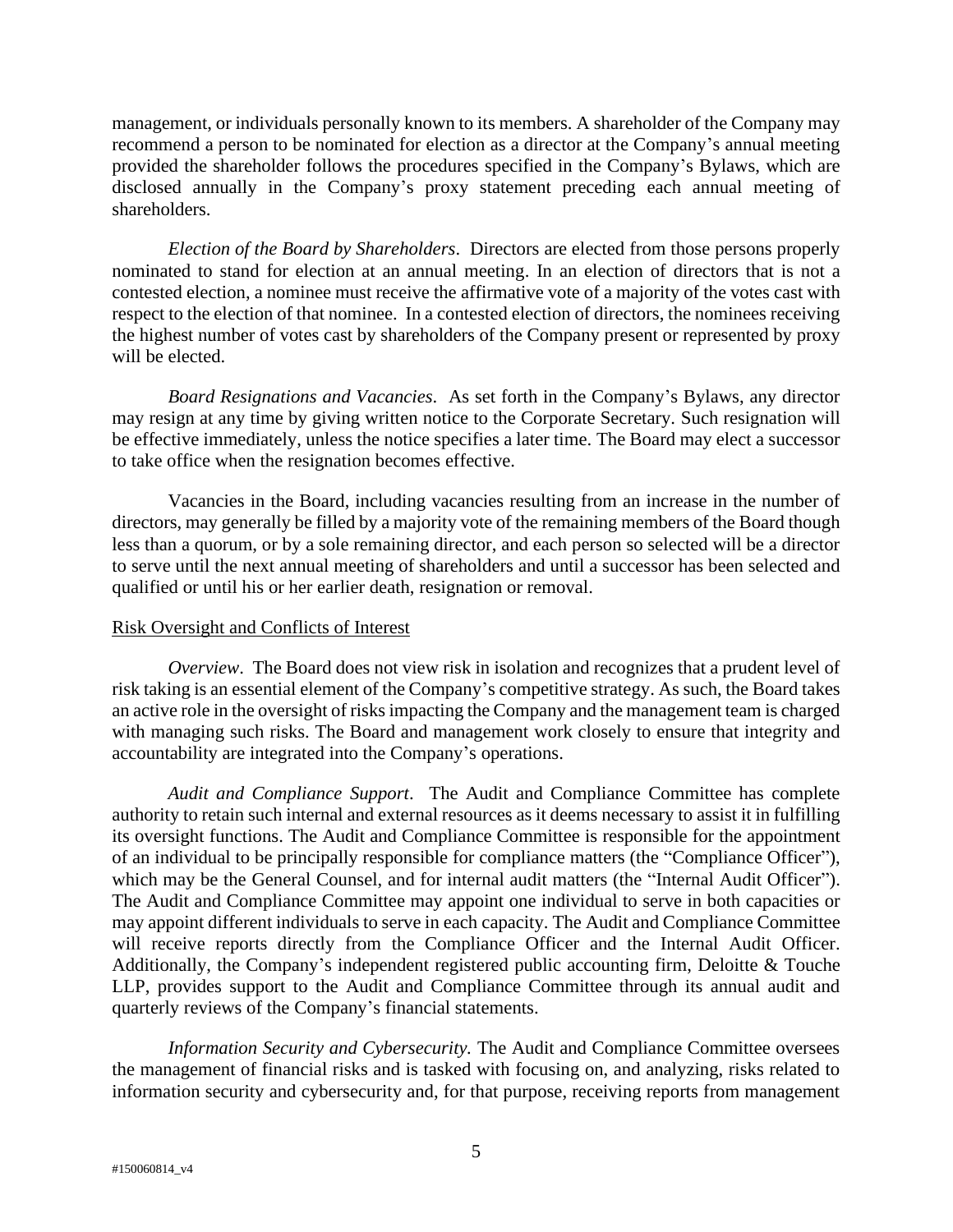management, or individuals personally known to its members. A shareholder of the Company may recommend a person to be nominated for election as a director at the Company's annual meeting provided the shareholder follows the procedures specified in the Company's Bylaws, which are disclosed annually in the Company's proxy statement preceding each annual meeting of shareholders.

*Election of the Board by Shareholders*. Directors are elected from those persons properly nominated to stand for election at an annual meeting. In an election of directors that is not a contested election, a nominee must receive the affirmative vote of a majority of the votes cast with respect to the election of that nominee. In a contested election of directors, the nominees receiving the highest number of votes cast by shareholders of the Company present or represented by proxy will be elected.

*Board Resignations and Vacancies*. As set forth in the Company's Bylaws, any director may resign at any time by giving written notice to the Corporate Secretary. Such resignation will be effective immediately, unless the notice specifies a later time. The Board may elect a successor to take office when the resignation becomes effective.

Vacancies in the Board, including vacancies resulting from an increase in the number of directors, may generally be filled by a majority vote of the remaining members of the Board though less than a quorum, or by a sole remaining director, and each person so selected will be a director to serve until the next annual meeting of shareholders and until a successor has been selected and qualified or until his or her earlier death, resignation or removal.

<u>Risk Oversight and Conflicts of Interest</u>

*Overview*. The Board does not view risk in isolation and recognizes that a prudent level of risk taking is an essential element of the Company's competitive strategy. As such, the Board takes an active role in the oversight of risks impacting the Company and the management team is charged with managing such risks. The Board and management work closely to ensure that integrity and accountability are integrated into the Company's operations.

*Audit and Compliance Support*. The Audit and Compliance Committee has complete authority to retain such internal and external resources as it deems necessary to assist it in fulfilling its oversight functions. The Audit and Compliance Committee is responsible for the appointment of an individual to be principally responsible for compliance matters (the "Compliance Officer"), which may be the General Counsel, and for internal audit matters (the "Internal Audit Officer"). The Audit and Compliance Committee may appoint one individual to serve in both capacities or may appoint different individuals to serve in each capacity. The Audit and Compliance Committee will receive reports directly from the Compliance Officer and the Internal Audit Officer. Additionally, the Company's independent registered public accounting firm, Deloitte & Touche LLP, provides support to the Audit and Compliance Committee through its annual audit and quarterly reviews of the Company's financial statements.

*Information Security and Cybersecurity.* The Audit and Compliance Committee oversees the management of financial risks and is tasked with focusing on, and analyzing, risks related to information security and cybersecurity and, for that purpose, receiving reports from management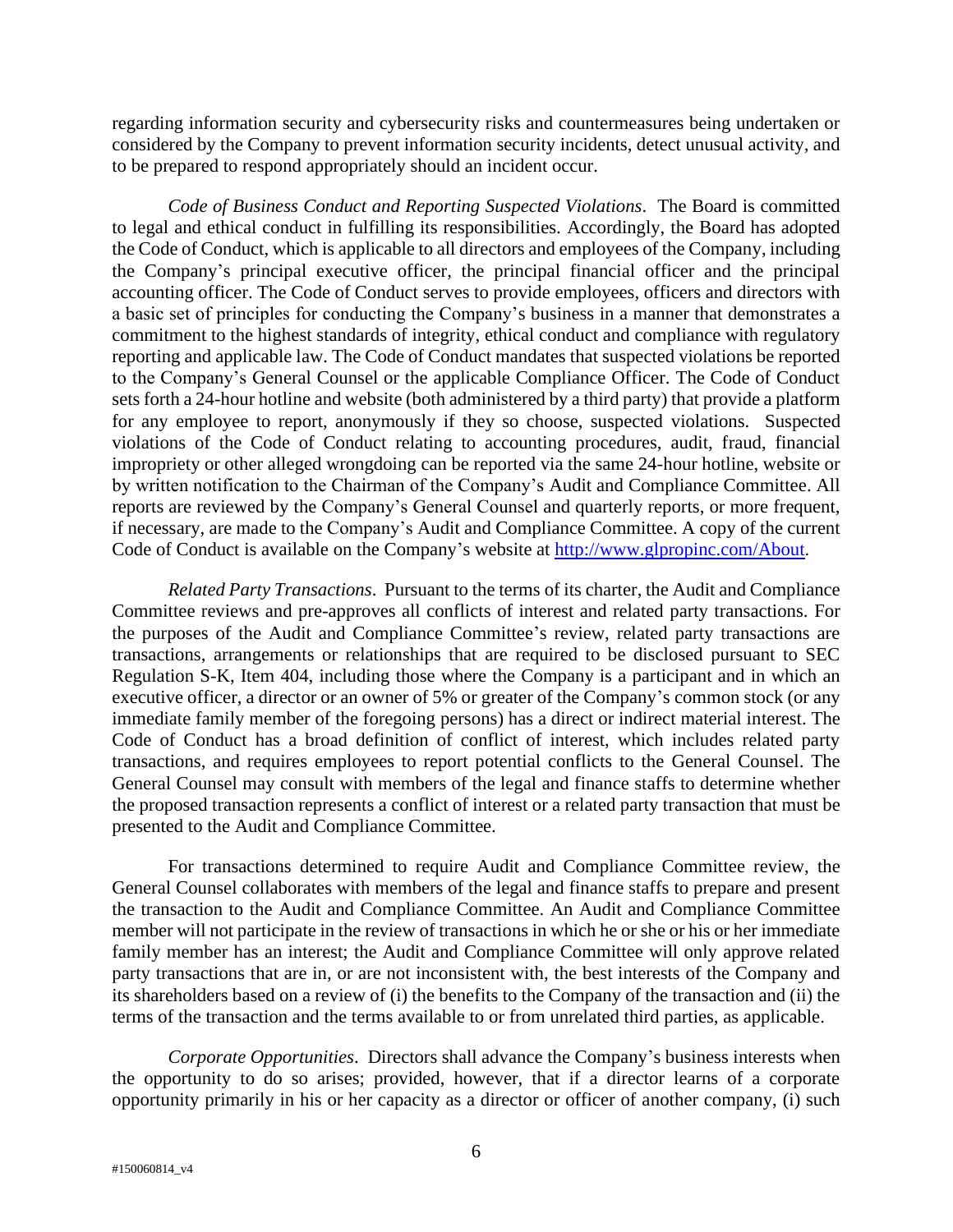regarding information security and cybersecurity risks and countermeasures being undertaken or considered by the Company to prevent information security incidents, detect unusual activity, and to be prepared to respond appropriately should an incident occur.

*Code of Business Conduct and Reporting Suspected Violations*. The Board is committed to legal and ethical conduct in fulfilling its responsibilities. Accordingly, the Board has adopted the Code of Conduct, which is applicable to all directors and employees of the Company, including the Company's principal executive officer, the principal financial officer and the principal accounting officer. The Code of Conduct serves to provide employees, officers and directors with a basic set of principles for conducting the Company's business in a manner that demonstrates a commitment to the highest standards of integrity, ethical conduct and compliance with regulatory reporting and applicable law. The Code of Conduct mandates that suspected violations be reported to the Company's General Counsel or the applicable Compliance Officer. The Code of Conduct sets forth a 24-hour hotline and website (both administered by a third party) that provide a platform for any employee to report, anonymously if they so choose, suspected violations. Suspected violations of the Code of Conduct relating to accounting procedures, audit, fraud, financial impropriety or other alleged wrongdoing can be reported via the same 24-hour hotline, website or by written notification to the Chairman of the Company's Audit and Compliance Committee. All reports are reviewed by the Company's General Counsel and quarterly reports, or more frequent, if necessary, are made to the Company's Audit and Compliance Committee. A copy of the current Code of Conduct is available on the Company's website at [http://www.glpropinc.com/About](http://www.glpropinc.com/About).

*Related Party Transactions*. Pursuant to the terms of its charter, the Audit and Compliance Committee reviews and pre-approves all conflicts of interest and related party transactions. For the purposes of the Audit and Compliance Committee's review, related party transactions are transactions, arrangements or relationships that are required to be disclosed pursuant to SEC Regulation S-K, Item 404, including those where the Company is a participant and in which an executive officer, a director or an owner of 5% or greater of the Company's common stock (or any immediate family member of the foregoing persons) has a direct or indirect material interest. The Code of Conduct has a broad definition of conflict of interest, which includes related party transactions, and requires employees to report potential conflicts to the General Counsel. The General Counsel may consult with members of the legal and finance staffs to determine whether the proposed transaction represents a conflict of interest or a related party transaction that must be presented to the Audit and Compliance Committee.

For transactions determined to require Audit and Compliance Committee review, the General Counsel collaborates with members of the legal and finance staffs to prepare and present the transaction to the Audit and Compliance Committee. An Audit and Compliance Committee member will not participate in the review of transactions in which he or she or his or her immediate family member has an interest; the Audit and Compliance Committee will only approve related party transactions that are in, or are not inconsistent with, the best interests of the Company and its shareholders based on a review of (i) the benefits to the Company of the transaction and (ii) the terms of the transaction and the terms available to or from unrelated third parties, as applicable.

*Corporate Opportunities*. Directors shall advance the Company's business interests when the opportunity to do so arises; provided, however, that if a director learns of a corporate opportunity primarily in his or her capacity as a director or officer of another company, (i) such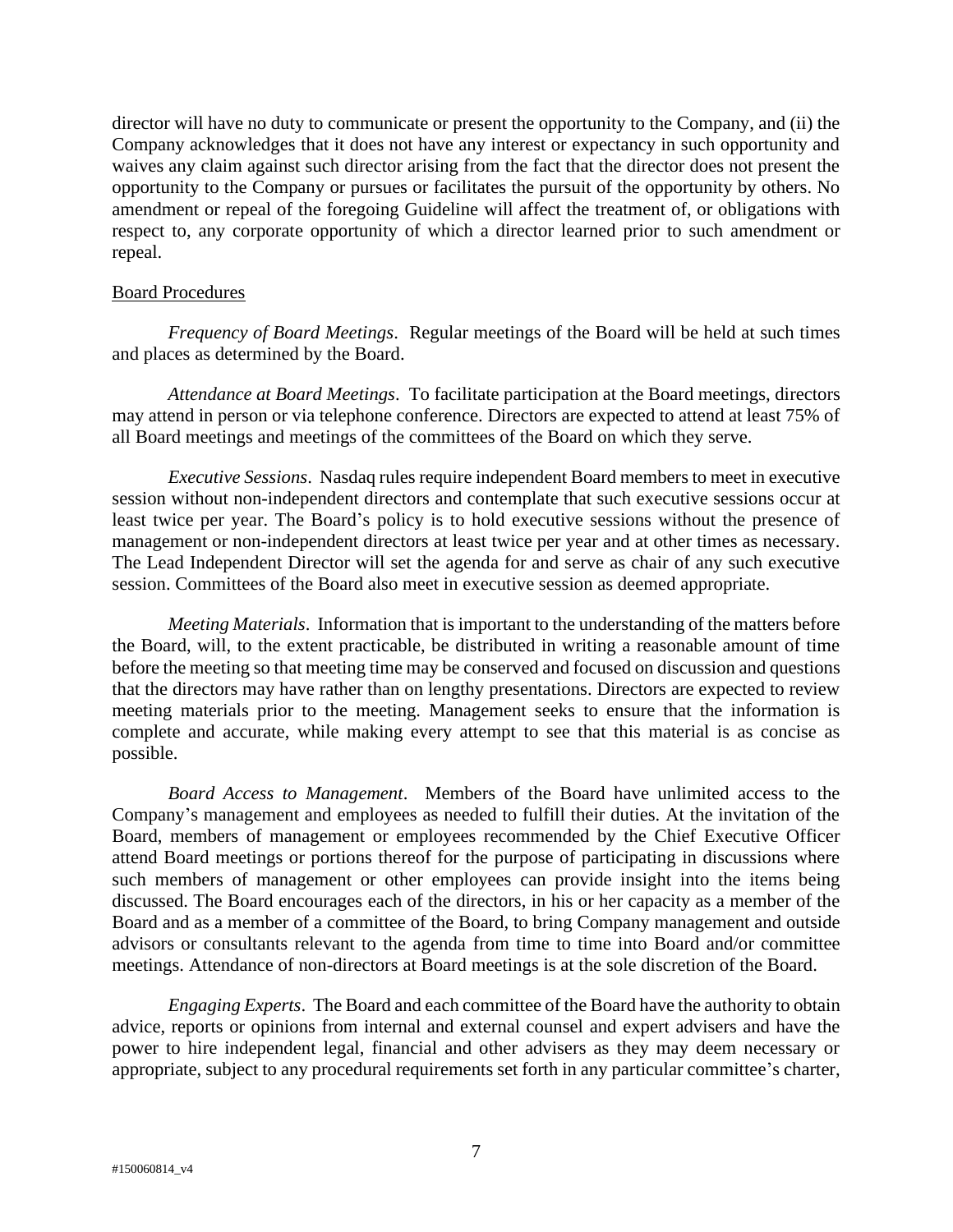director will have no duty to communicate or present the opportunity to the Company, and (ii) the Company acknowledges that it does not have any interest or expectancy in such opportunity and waives any claim against such director arising from the fact that the director does not present the opportunity to the Company or pursues or facilitates the pursuit of the opportunity by others. No amendment or repeal of the foregoing Guideline will affect the treatment of, or obligations with respect to, any corporate opportunity of which a director learned prior to such amendment or repeal.

## Board Procedures

*Frequency of Board Meetings*. Regular meetings of the Board will be held at such times and places as determined by the Board.

*Attendance at Board Meetings*. To facilitate participation at the Board meetings, directors may attend in person or via telephone conference. Directors are expected to attend at least 75% of all Board meetings and meetings of the committees of the Board on which they serve.

*Executive Sessions*. Nasdaq rules require independent Board members to meet in executive session without non-independent directors and contemplate that such executive sessions occur at least twice per year. The Board's policy is to hold executive sessions without the presence of management or non-independent directors at least twice per year and at other times as necessary. The Lead Independent Director will set the agenda for and serve as chair of any such executive session. Committees of the Board also meet in executive session as deemed appropriate.

*Meeting Materials*. Information that is important to the understanding of the matters before the Board, will, to the extent practicable, be distributed in writing a reasonable amount of time before the meeting so that meeting time may be conserved and focused on discussion and questions that the directors may have rather than on lengthy presentations. Directors are expected to review meeting materials prior to the meeting. Management seeks to ensure that the information is complete and accurate, while making every attempt to see that this material is as concise as possible.

*Board Access to Management*. Members of the Board have unlimited access to the Company's management and employees as needed to fulfill their duties. At the invitation of the Board, members of management or employees recommended by the Chief Executive Officer attend Board meetings or portions thereof for the purpose of participating in discussions where such members of management or other employees can provide insight into the items being discussed. The Board encourages each of the directors, in his or her capacity as a member of the Board and as a member of a committee of the Board, to bring Company management and outside advisors or consultants relevant to the agenda from time to time into Board and/or committee meetings. Attendance of non-directors at Board meetings is at the sole discretion of the Board.

*Engaging Experts*. The Board and each committee of the Board have the authority to obtain advice, reports or opinions from internal and external counsel and expert advisers and have the power to hire independent legal, financial and other advisers as they may deem necessary or appropriate, subject to any procedural requirements set forth in any particular committee's charter,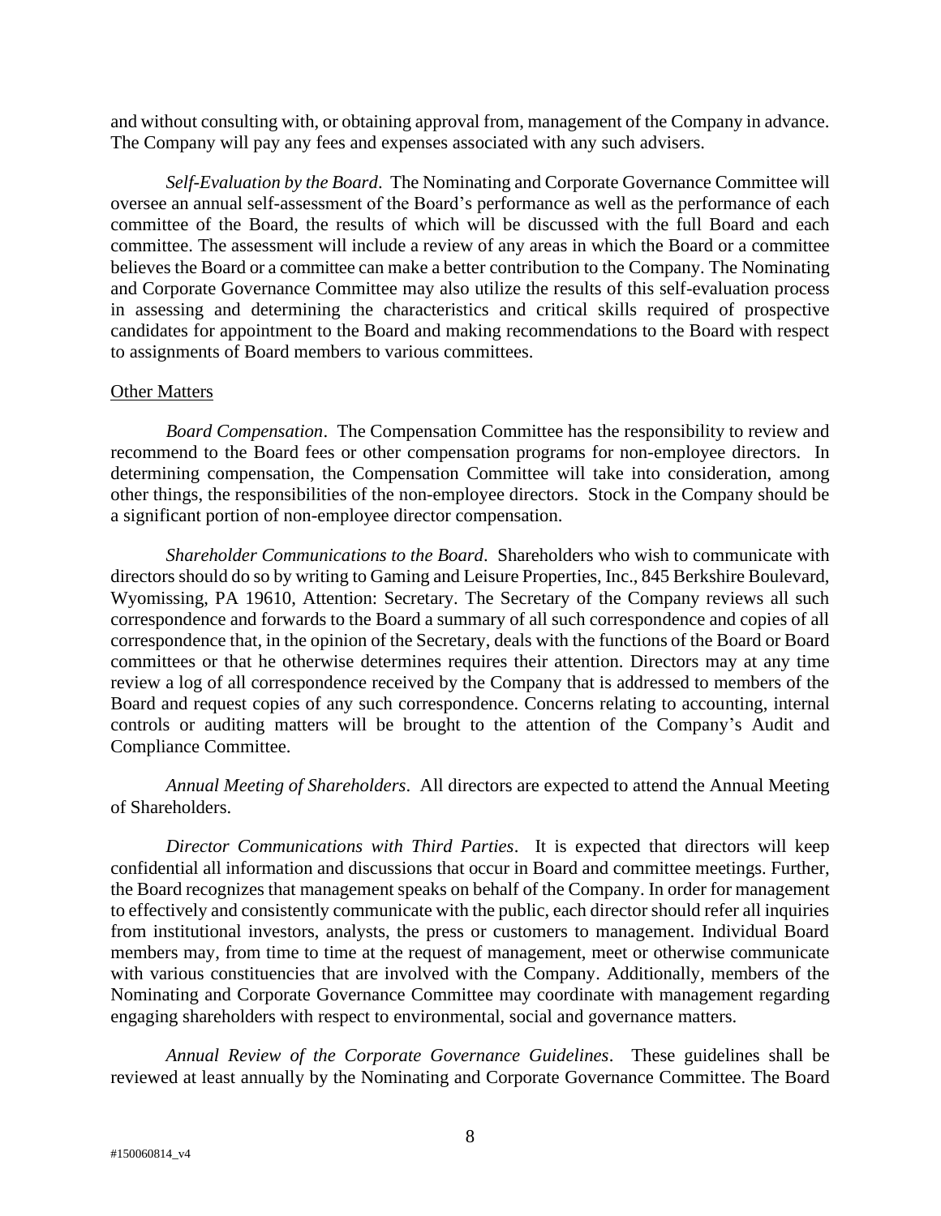and without consulting with, or obtaining approval from, management of the Company in advance. The Company will pay any fees and expenses associated with any such advisers.

*Self-Evaluation by the Board*. The Nominating and Corporate Governance Committee will oversee an annual self-assessment of the Board's performance as well as the performance of each committee of the Board, the results of which will be discussed with the full Board and each committee. The assessment will include a review of any areas in which the Board or a committee believes the Board or a committee can make a better contribution to the Company. The Nominating and Corporate Governance Committee may also utilize the results of this self-evaluation process in assessing and determining the characteristics and critical skills required of prospective candidates for appointment to the Board and making recommendations to the Board with respect to assignments of Board members to various committees.

<u>Other Matters</u>

*Board Compensation*. The Compensation Committee has the responsibility to review and recommend to the Board fees or other compensation programs for non-employee directors. In determining compensation, the Compensation Committee will take into consideration, among other things, the responsibilities of the non-employee directors. Stock in the Company should be a significant portion of non-employee director compensation.

*Shareholder Communications to the Board*. Shareholders who wish to communicate with directors should do so by writing to Gaming and Leisure Properties, Inc., 845 Berkshire Boulevard, Wyomissing, PA 19610, Attention: Secretary. The Secretary of the Company reviews all such correspondence and forwards to the Board a summary of all such correspondence and copies of all correspondence that, in the opinion of the Secretary, deals with the functions of the Board or Board committees or that he otherwise determines requires their attention. Directors may at any time review a log of all correspondence received by the Company that is addressed to members of the Board and request copies of any such correspondence. Concerns relating to accounting, internal controls or auditing matters will be brought to the attention of the Company's Audit and Compliance Committee.

*Annual Meeting of Shareholders*. All directors are expected to attend the Annual Meeting of Shareholders.

*Director Communications with Third Parties*. It is expected that directors will keep confidential all information and discussions that occur in Board and committee meetings. Further, the Board recognizes that management speaks on behalf of the Company. In order for management to effectively and consistently communicate with the public, each director should refer all inquiries from institutional investors, analysts, the press or customers to management. Individual Board members may, from time to time at the request of management, meet or otherwise communicate with various constituencies that are involved with the Company. Additionally, members of the Nominating and Corporate Governance Committee may coordinate with management regarding engaging shareholders with respect to environmental, social and governance matters.

*Annual Review of the Corporate Governance Guidelines*. These guidelines shall be reviewed at least annually by the Nominating and Corporate Governance Committee. The Board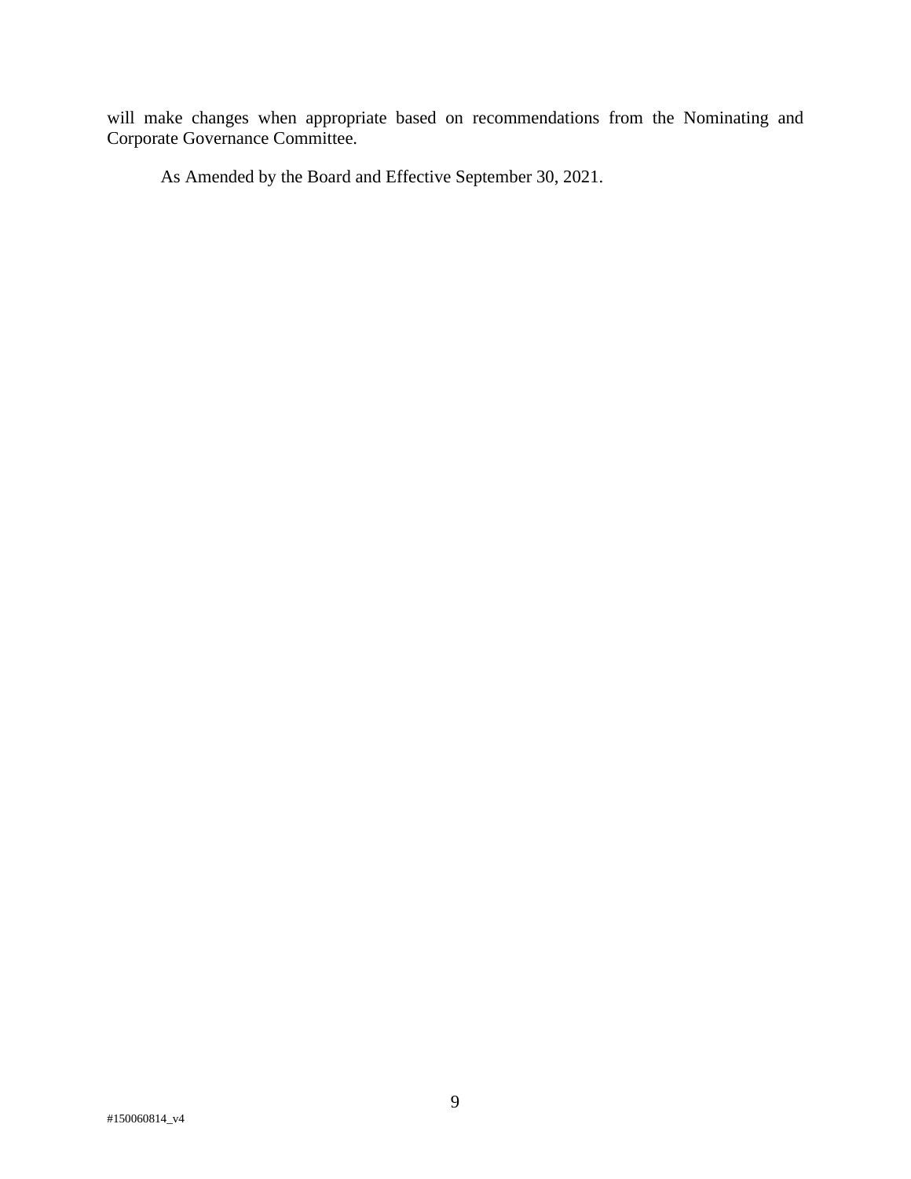will make changes when appropriate based on recommendations from the Nominating and Corporate Governance Committee.

As Amended by the Board and Effective September 30, 2021.